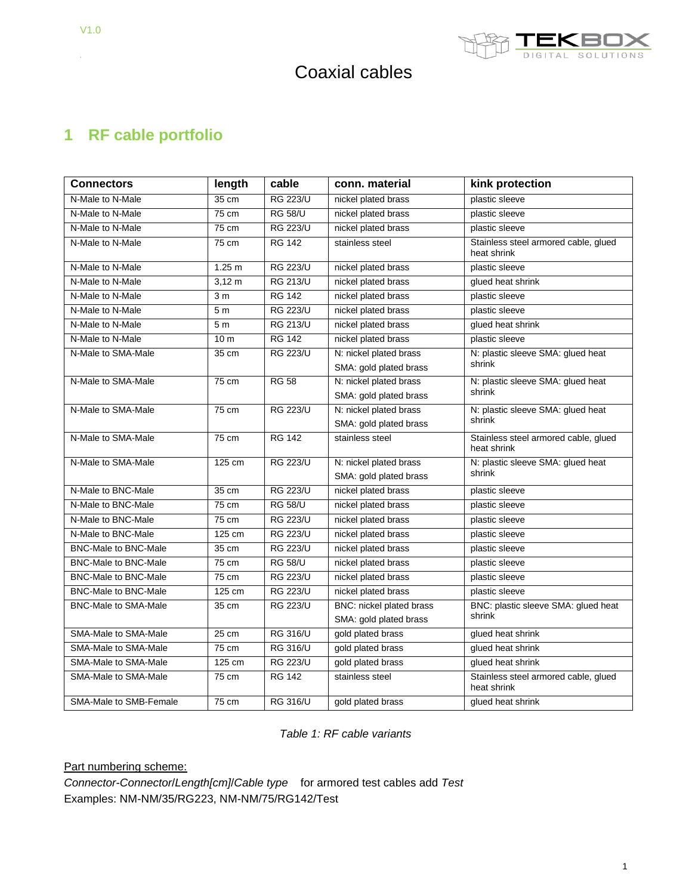# Coaxial cables

## 1 RF cable portfolio

| Connectors | length | cable | conn. material | kink protection |
|---|---|---|---|---|
| N-Male to N-Male | 35 cm | RG 223/U | nickel plated brass | plastic sleeve |
| N-Male to N-Male | 75 cm | RG 58/U | nickel plated brass | plastic sleeve |
| N-Male to N-Male | 75 cm | RG 223/U | nickel plated brass | plastic sleeve |
| N-Male to N-Male | 75 cm | RG 142 | stainless steel | Stainless steel armored cable, glued heat shrink |
| N-Male to N-Male | 1.25 m | RG 223/U | nickel plated brass | plastic sleeve |
| N-Male to N-Male | 3,12 m | RG 213/U | nickel plated brass | glued heat shrink |
| N-Male to N-Male | 3 m | RG 142 | nickel plated brass | plastic sleeve |
| N-Male to N-Male | 5 m | RG 223/U | nickel plated brass | plastic sleeve |
| N-Male to N-Male | 5 m | RG 213/U | nickel plated brass | glued heat shrink |
| N-Male to N-Male | 10 m | RG 142 | nickel plated brass | plastic sleeve |
| N-Male to SMA-Male | 35 cm | RG 223/U | N: nickel plated brass SMA: gold plated brass | N: plastic sleeve SMA: glued heat shrink |
| N-Male to SMA-Male | 75 cm | RG 58 | N: nickel plated brass SMA: gold plated brass | N: plastic sleeve SMA: glued heat shrink |
| N-Male to SMA-Male | 75 cm | RG 223/U | N: nickel plated brass SMA: gold plated brass | N: plastic sleeve SMA: glued heat shrink |
| N-Male to SMA-Male | 75 cm | RG 142 | stainless steel | Stainless steel armored cable, glued heat shrink |
| N-Male to SMA-Male | 125 cm | RG 223/U | N: nickel plated brass SMA: gold plated brass | N: plastic sleeve SMA: glued heat shrink |
| N-Male to BNC-Male | 35 cm | RG 223/U | nickel plated brass | plastic sleeve |
| N-Male to BNC-Male | 75 cm | RG 58/U | nickel plated brass | plastic sleeve |
| N-Male to BNC-Male | 75 cm | RG 223/U | nickel plated brass | plastic sleeve |
| N-Male to BNC-Male | 125 cm | RG 223/U | nickel plated brass | plastic sleeve |
| BNC-Male to BNC-Male | 35 cm | RG 223/U | nickel plated brass | plastic sleeve |
| BNC-Male to BNC-Male | 75 cm | RG 58/U | nickel plated brass | plastic sleeve |
| BNC-Male to BNC-Male | 75 cm | RG 223/U | nickel plated brass | plastic sleeve |
| BNC-Male to BNC-Male | 125 cm | RG 223/U | nickel plated brass | plastic sleeve |
| BNC-Male to SMA-Male | 35 cm | RG 223/U | BNC: nickel plated brass SMA: gold plated brass | BNC: plastic sleeve SMA: glued heat shrink |
| SMA-Male to SMA-Male | 25 cm | RG 316/U | gold plated brass | glued heat shrink |
| SMA-Male to SMA-Male | 75 cm | RG 316/U | gold plated brass | glued heat shrink |
| SMA-Male to SMA-Male | 125 cm | RG 223/U | gold plated brass | glued heat shrink |
| SMA-Male to SMA-Male | 75 cm | RG 142 | stainless steel | Stainless steel armored cable, glued heat shrink |
| SMA-Male to SMB-Female | 75 cm | RG 316/U | gold plated brass | glued heat shrink |

*Table 1: RF cable variants*

Part numbering scheme:

*Connector-Connector*/*Length[cm]*/*Cable type* for armored test cables add *Test*

Examples: NM-NM/35/RG223, NM-NM/75/RG142/Test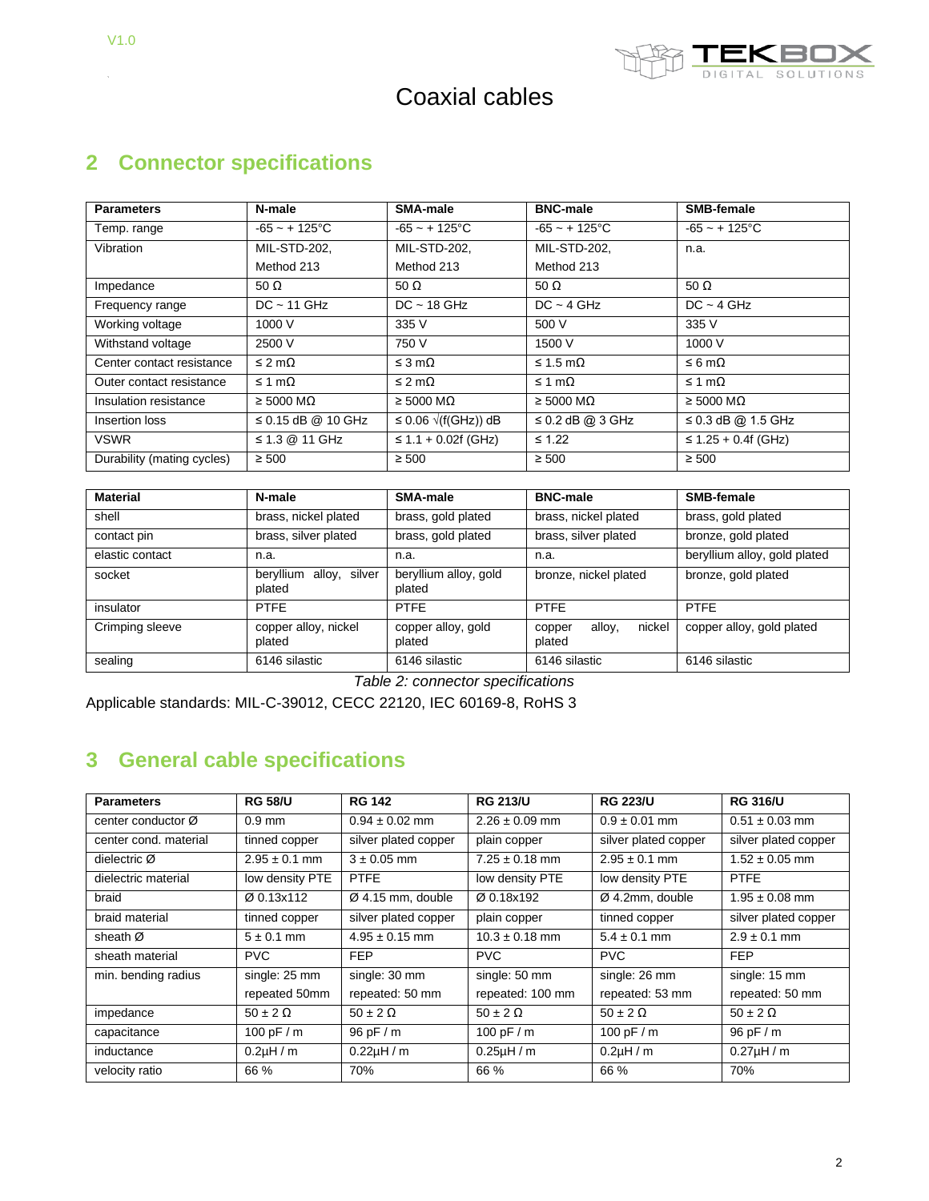## 2 Connector specifications

| Parameters | N-male | SMA-male | BNC-male | SMB-female |
|---|---|---|---|---|
| Temp. range | -65 ~ + 125°C | -65 ~ + 125°C | -65 ~ + 125°C | -65 ~ + 125°C |
| Vibration | MIL-STD-202, Method 213 | MIL-STD-202, Method 213 | MIL-STD-202, Method 213 | n.a. |
| Impedance | 50 Ω | 50 Ω | 50 Ω | 50 Ω |
| Frequency range | DC ~ 11 GHz | DC ~ 18 GHz | DC ~ 4 GHz | DC ~ 4 GHz |
| Working voltage | 1000 V | 335 V | 500 V | 335 V |
| Withstand voltage | 2500 V | 750 V | 1500 V | 1000 V |
| Center contact resistance | ≤ 2 mΩ | ≤ 3 mΩ | ≤ 1.5 mΩ | ≤ 6 mΩ |
| Outer contact resistance | ≤ 1 mΩ | ≤ 2 mΩ | ≤ 1 mΩ | ≤ 1 mΩ |
| Insulation resistance | ≥ 5000 MΩ | ≥ 5000 MΩ | ≥ 5000 MΩ | ≥ 5000 MΩ |
| Insertion loss | ≤ 0.15 dB @ 10 GHz | ≤ 0.06 √(f(GHz)) dB | ≤ 0.2 dB @ 3 GHz | ≤ 0.3 dB @ 1.5 GHz |
| VSWR | ≤ 1.3 @ 11 GHz | ≤ 1.1 + 0.02f (GHz) | ≤ 1.22 | ≤ 1.25 + 0.4f (GHz) |
| Durability (mating cycles) | ≥ 500 | ≥ 500 | ≥ 500 | ≥ 500 |

| Material | N-male | SMA-male | BNC-male | SMB-female |
|---|---|---|---|---|
| shell | brass, nickel plated | brass, gold plated | brass, nickel plated | brass, gold plated |
| contact pin | brass, silver plated | brass, gold plated | brass, silver plated | bronze, gold plated |
| elastic contact | n.a. | n.a. | n.a. | beryllium alloy, gold plated |
| socket | beryllium alloy, silver plated | beryllium alloy, gold plated | bronze, nickel plated | bronze, gold plated |
| insulator | PTFE | PTFE | PTFE | PTFE |
| Crimping sleeve | copper alloy, nickel plated | copper alloy, gold plated | copper alloy, nickel plated | copper alloy, gold plated |
| sealing | 6146 silastic | 6146 silastic | 6146 silastic | 6146 silastic |

*Table 2: connector specifications*

Applicable standards: MIL-C-39012, CECC 22120, IEC 60169-8, RoHS 3

## 3 General cable specifications

| Parameters | RG 58/U | RG 142 | RG 213/U | RG 223/U | RG 316/U |
|---|---|---|---|---|---|
| center conductor Ø | 0.9 mm | 0.94 ± 0.02 mm | 2.26 ± 0.09 mm | 0.9 ± 0.01 mm | 0.51 ± 0.03 mm |
| center cond. material | tinned copper | silver plated copper | plain copper | silver plated copper | silver plated copper |
| dielectric Ø | 2.95 ± 0.1 mm | 3 ± 0.05 mm | 7.25 ± 0.18 mm | 2.95 ± 0.1 mm | 1.52 ± 0.05 mm |
| dielectric material | low density PTE | PTFE | low density PTE | low density PTE | PTFE |
| braid | Ø 0.13x112 | Ø 4.15 mm, double | Ø 0.18x192 | Ø 4.2mm, double | 1.95 ± 0.08 mm |
| braid material | tinned copper | silver plated copper | plain copper | tinned copper | silver plated copper |
| sheath Ø | 5 ± 0.1 mm | 4.95 ± 0.15 mm | 10.3 ± 0.18 mm | 5.4 ± 0.1 mm | 2.9 ± 0.1 mm |
| sheath material | PVC | FEP | PVC | PVC | FEP |
| min. bending radius | single: 25 mm repeated 50mm | single: 30 mm repeated: 50 mm | single: 50 mm repeated: 100 mm | single: 26 mm repeated: 53 mm | single: 15 mm repeated: 50 mm |
| impedance | 50 ± 2 Ω | 50 ± 2 Ω | 50 ± 2 Ω | 50 ± 2 Ω | 50 ± 2 Ω |
| capacitance | 100 pF / m | 96 pF / m | 100 pF / m | 100 pF / m | 96 pF / m |
| inductance | 0.2µH / m | 0.22µH / m | 0.25µH / m | 0.2µH / m | 0.27µH / m |
| velocity ratio | 66 % | 70% | 66 % | 66 % | 70% |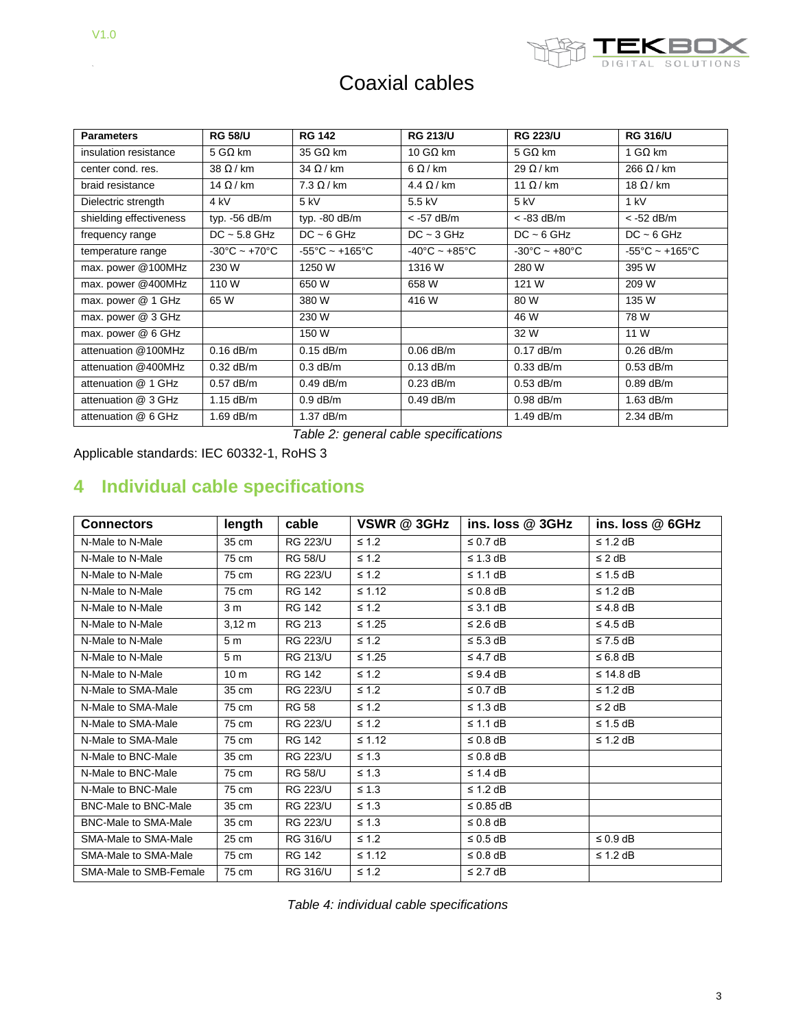# Coaxial cables

| Parameters | RG 58/U | RG 142 | RG 213/U | RG 223/U | RG 316/U |
|---|---|---|---|---|---|
| insulation resistance | 5 GΩ km | 35 GΩ km | 10 GΩ km | 5 GΩ km | 1 GΩ km |
| center cond. res. | 38 Ω / km | 34 Ω / km | 6 Ω / km | 29 Ω / km | 266 Ω / km |
| braid resistance | 14 Ω / km | 7.3 Ω / km | 4.4 Ω / km | 11 Ω / km | 18 Ω / km |
| Dielectric strength | 4 kV | 5 kV | 5.5 kV | 5 kV | 1 kV |
| shielding effectiveness | typ. -56 dB/m | typ. -80 dB/m | < -57 dB/m | < -83 dB/m | < -52 dB/m |
| frequency range | DC ~ 5.8 GHz | DC ~ 6 GHz | DC ~ 3 GHz | DC ~ 6 GHz | DC ~ 6 GHz |
| temperature range | -30°C ~ +70°C | -55°C ~ +165°C | -40°C ~ +85°C | -30°C ~ +80°C | -55°C ~ +165°C |
| max. power @100MHz | 230 W | 1250 W | 1316 W | 280 W | 395 W |
| max. power @400MHz | 110 W | 650 W | 658 W | 121 W | 209 W |
| max. power @ 1 GHz | 65 W | 380 W | 416 W | 80 W | 135 W |
| max. power @ 3 GHz | | 230 W | | 46 W | 78 W |
| max. power @ 6 GHz | | 150 W | | 32 W | 11 W |
| attenuation @100MHz | 0.16 dB/m | 0.15 dB/m | 0.06 dB/m | 0.17 dB/m | 0.26 dB/m |
| attenuation @400MHz | 0.32 dB/m | 0.3 dB/m | 0.13 dB/m | 0.33 dB/m | 0.53 dB/m |
| attenuation @ 1 GHz | 0.57 dB/m | 0.49 dB/m | 0.23 dB/m | 0.53 dB/m | 0.89 dB/m |
| attenuation @ 3 GHz | 1.15 dB/m | 0.9 dB/m | 0.49 dB/m | 0.98 dB/m | 1.63 dB/m |
| attenuation @ 6 GHz | 1.69 dB/m | 1.37 dB/m | | 1.49 dB/m | 2.34 dB/m |

*Table 2: general cable specifications*

Applicable standards: IEC 60332-1, RoHS 3

## 4 Individual cable specifications

| Connectors | length | cable | VSWR @ 3GHz | ins. loss @ 3GHz | ins. loss @ 6GHz |
|---|---|---|---|---|---|
| N-Male to N-Male | 35 cm | RG 223/U | ≤ 1.2 | ≤ 0.7 dB | ≤ 1.2 dB |
| N-Male to N-Male | 75 cm | RG 58/U | ≤ 1.2 | ≤ 1.3 dB | ≤ 2 dB |
| N-Male to N-Male | 75 cm | RG 223/U | ≤ 1.2 | ≤ 1.1 dB | ≤ 1.5 dB |
| N-Male to N-Male | 75 cm | RG 142 | ≤ 1.12 | ≤ 0.8 dB | ≤ 1.2 dB |
| N-Male to N-Male | 3 m | RG 142 | ≤ 1.2 | ≤ 3.1 dB | ≤ 4.8 dB |
| N-Male to N-Male | 3,12 m | RG 213 | ≤ 1.25 | ≤ 2.6 dB | ≤ 4.5 dB |
| N-Male to N-Male | 5 m | RG 223/U | ≤ 1.2 | ≤ 5.3 dB | ≤ 7.5 dB |
| N-Male to N-Male | 5 m | RG 213/U | ≤ 1.25 | ≤ 4.7 dB | ≤ 6.8 dB |
| N-Male to N-Male | 10 m | RG 142 | ≤ 1.2 | ≤ 9.4 dB | ≤ 14.8 dB |
| N-Male to SMA-Male | 35 cm | RG 223/U | ≤ 1.2 | ≤ 0.7 dB | ≤ 1.2 dB |
| N-Male to SMA-Male | 75 cm | RG 58 | ≤ 1.2 | ≤ 1.3 dB | ≤ 2 dB |
| N-Male to SMA-Male | 75 cm | RG 223/U | ≤ 1.2 | ≤ 1.1 dB | ≤ 1.5 dB |
| N-Male to SMA-Male | 75 cm | RG 142 | ≤ 1.12 | ≤ 0.8 dB | ≤ 1.2 dB |
| N-Male to BNC-Male | 35 cm | RG 223/U | ≤ 1.3 | ≤ 0.8 dB | |
| N-Male to BNC-Male | 75 cm | RG 58/U | ≤ 1.3 | ≤ 1.4 dB | |
| N-Male to BNC-Male | 75 cm | RG 223/U | ≤ 1.3 | ≤ 1.2 dB | |
| BNC-Male to BNC-Male | 35 cm | RG 223/U | ≤ 1.3 | ≤ 0.85 dB | |
| BNC-Male to SMA-Male | 35 cm | RG 223/U | ≤ 1.3 | ≤ 0.8 dB | |
| SMA-Male to SMA-Male | 25 cm | RG 316/U | ≤ 1.2 | ≤ 0.5 dB | ≤ 0.9 dB |
| SMA-Male to SMA-Male | 75 cm | RG 142 | ≤ 1.12 | ≤ 0.8 dB | ≤ 1.2 dB |
| SMA-Male to SMB-Female | 75 cm | RG 316/U | ≤ 1.2 | ≤ 2.7 dB | |

*Table 4: individual cable specifications*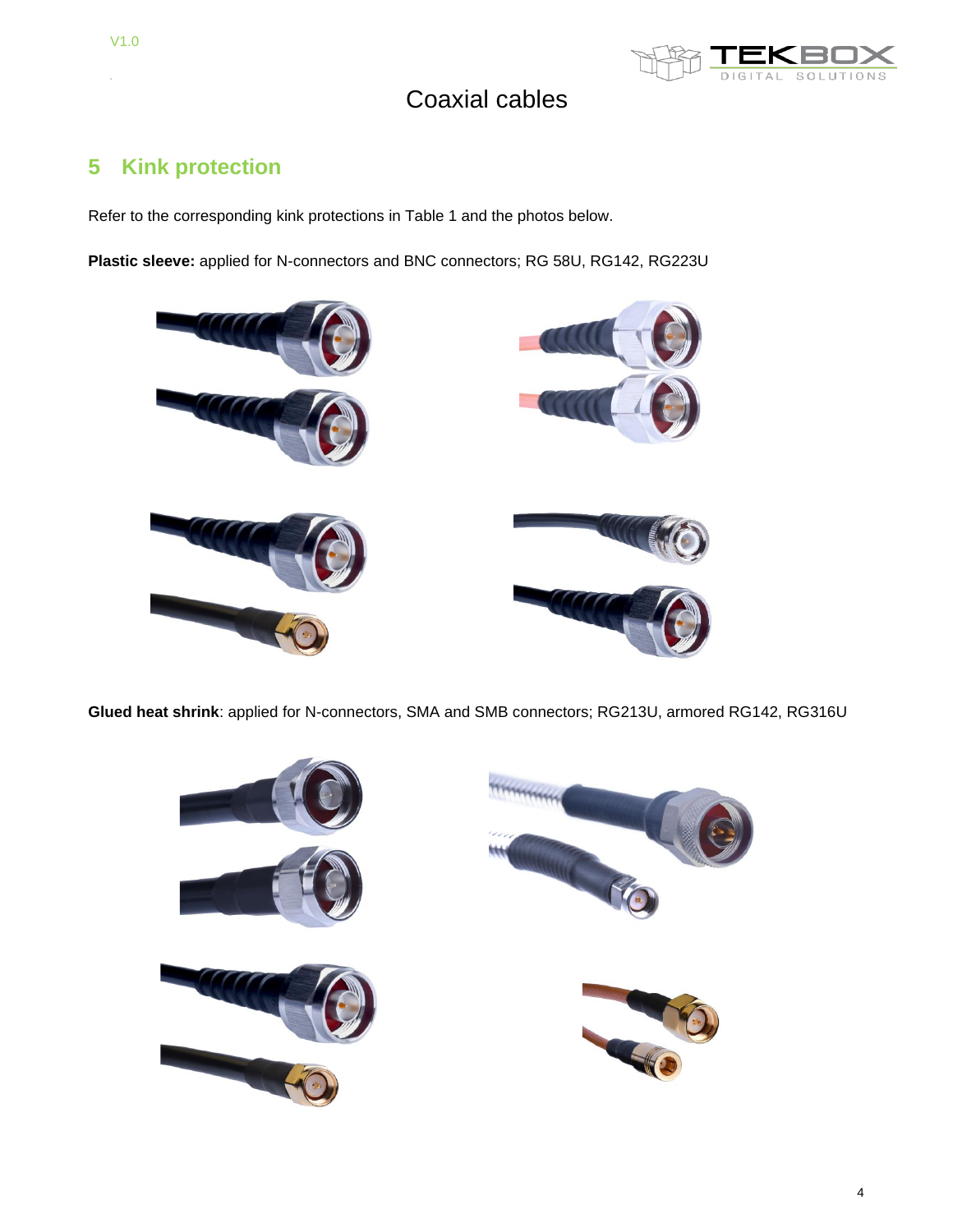## 5 Kink protection

Refer to the corresponding kink protections in Table 1 and the photos below.

**Plastic sleeve:** applied for N-connectors and BNC connectors; RG 58U, RG142, RG223U

**Glued heat shrink**: applied for N-connectors, SMA and SMB connectors; RG213U, armored RG142, RG316U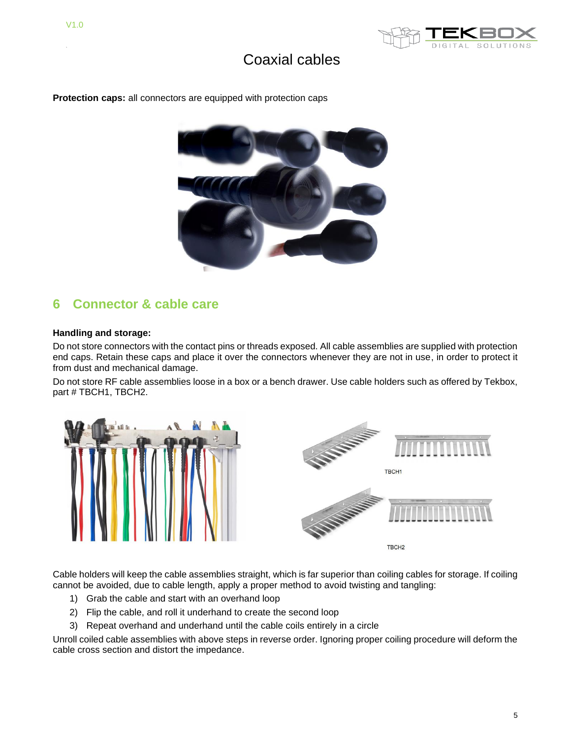**Protection caps:** all connectors are equipped with protection caps

## 6 Connector & cable care

**Handling and storage:**

Do not store connectors with the contact pins or threads exposed. All cable assemblies are supplied with protection end caps. Retain these caps and place it over the connectors whenever they are not in use, in order to protect it from dust and mechanical damage.

Do not store RF cable assemblies loose in a box or a bench drawer. Use cable holders such as offered by Tekbox, part # TBCH1, TBCH2.

TBCH1

TBCH2

Cable holders will keep the cable assemblies straight, which is far superior than coiling cables for storage. If coiling cannot be avoided, due to cable length, apply a proper method to avoid twisting and tangling:

1) Grab the cable and start with an overhand loop
2) Flip the cable, and roll it underhand to create the second loop
3) Repeat overhand and underhand until the cable coils entirely in a circle

Unroll coiled cable assemblies with above steps in reverse order. Ignoring proper coiling procedure will deform the cable cross section and distort the impedance.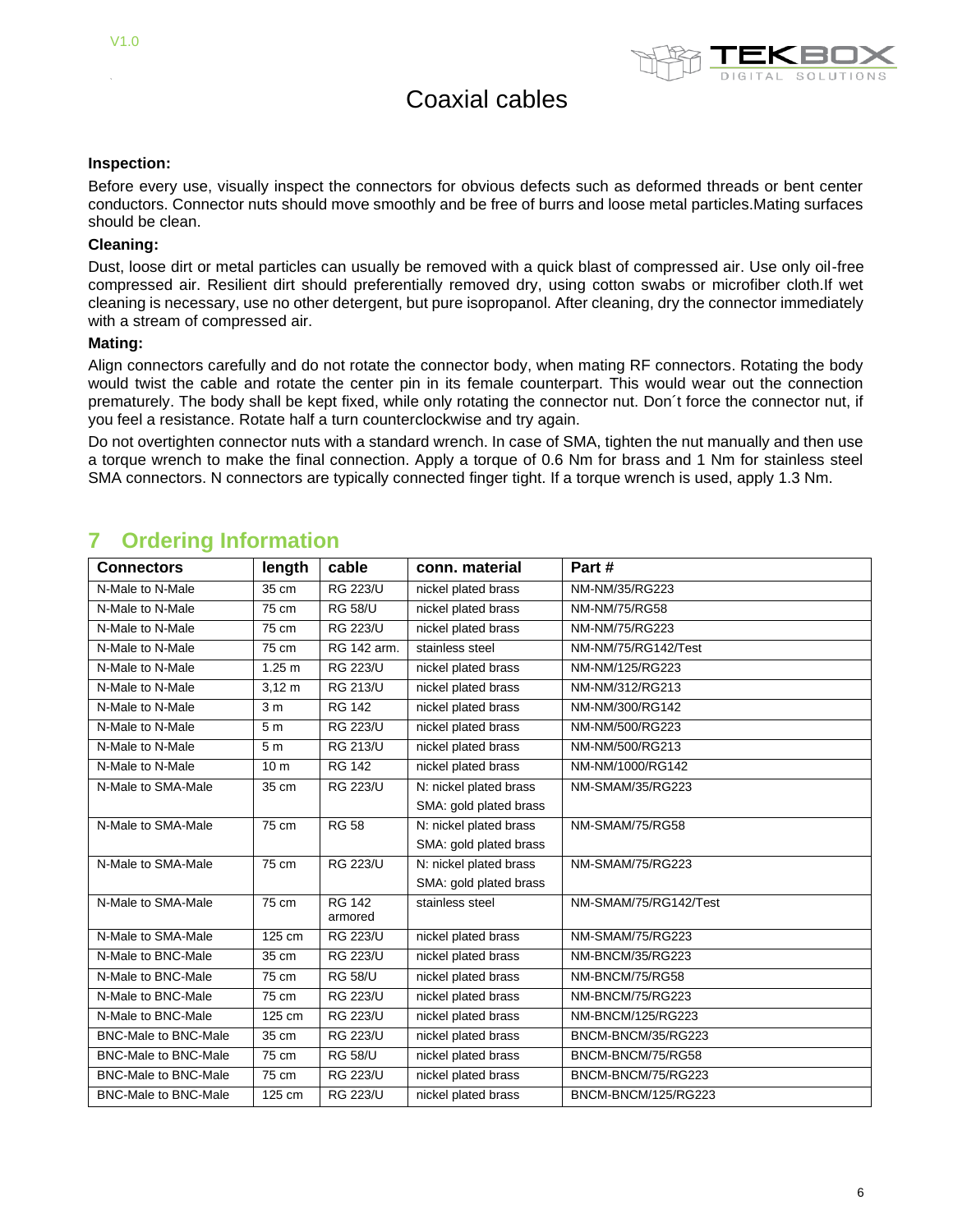# Coaxial cables

**Inspection:**

Before every use, visually inspect the connectors for obvious defects such as deformed threads or bent center conductors. Connector nuts should move smoothly and be free of burrs and loose metal particles.Mating surfaces should be clean.

**Cleaning:**

Dust, loose dirt or metal particles can usually be removed with a quick blast of compressed air. Use only oil-free compressed air. Resilient dirt should preferentially removed dry, using cotton swabs or microfiber cloth.If wet cleaning is necessary, use no other detergent, but pure isopropanol. After cleaning, dry the connector immediately with a stream of compressed air.

**Mating:**

Align connectors carefully and do not rotate the connector body, when mating RF connectors. Rotating the body would twist the cable and rotate the center pin in its female counterpart. This would wear out the connection prematurely. The body shall be kept fixed, while only rotating the connector nut. Don´t force the connector nut, if you feel a resistance. Rotate half a turn counterclockwise and try again.

Do not overtighten connector nuts with a standard wrench. In case of SMA, tighten the nut manually and then use a torque wrench to make the final connection. Apply a torque of 0.6 Nm for brass and 1 Nm for stainless steel SMA connectors. N connectors are typically connected finger tight. If a torque wrench is used, apply 1.3 Nm.

## 7 Ordering Information

| Connectors | length | cable | conn. material | Part # |
|---|---|---|---|---|
| N-Male to N-Male | 35 cm | RG 223/U | nickel plated brass | NM-NM/35/RG223 |
| N-Male to N-Male | 75 cm | RG 58/U | nickel plated brass | NM-NM/75/RG58 |
| N-Male to N-Male | 75 cm | RG 223/U | nickel plated brass | NM-NM/75/RG223 |
| N-Male to N-Male | 75 cm | RG 142 arm. | stainless steel | NM-NM/75/RG142/Test |
| N-Male to N-Male | 1.25 m | RG 223/U | nickel plated brass | NM-NM/125/RG223 |
| N-Male to N-Male | 3,12 m | RG 213/U | nickel plated brass | NM-NM/312/RG213 |
| N-Male to N-Male | 3 m | RG 142 | nickel plated brass | NM-NM/300/RG142 |
| N-Male to N-Male | 5 m | RG 223/U | nickel plated brass | NM-NM/500/RG223 |
| N-Male to N-Male | 5 m | RG 213/U | nickel plated brass | NM-NM/500/RG213 |
| N-Male to N-Male | 10 m | RG 142 | nickel plated brass | NM-NM/1000/RG142 |
| N-Male to SMA-Male | 35 cm | RG 223/U | N: nickel plated brass<br>SMA: gold plated brass | NM-SMAM/35/RG223 |
| N-Male to SMA-Male | 75 cm | RG 58 | N: nickel plated brass<br>SMA: gold plated brass | NM-SMAM/75/RG58 |
| N-Male to SMA-Male | 75 cm | RG 223/U | N: nickel plated brass<br>SMA: gold plated brass | NM-SMAM/75/RG223 |
| N-Male to SMA-Male | 75 cm | RG 142 armored | stainless steel | NM-SMAM/75/RG142/Test |
| N-Male to SMA-Male | 125 cm | RG 223/U | nickel plated brass | NM-SMAM/75/RG223 |
| N-Male to BNC-Male | 35 cm | RG 223/U | nickel plated brass | NM-BNCM/35/RG223 |
| N-Male to BNC-Male | 75 cm | RG 58/U | nickel plated brass | NM-BNCM/75/RG58 |
| N-Male to BNC-Male | 75 cm | RG 223/U | nickel plated brass | NM-BNCM/75/RG223 |
| N-Male to BNC-Male | 125 cm | RG 223/U | nickel plated brass | NM-BNCM/125/RG223 |
| BNC-Male to BNC-Male | 35 cm | RG 223/U | nickel plated brass | BNCM-BNCM/35/RG223 |
| BNC-Male to BNC-Male | 75 cm | RG 58/U | nickel plated brass | BNCM-BNCM/75/RG58 |
| BNC-Male to BNC-Male | 75 cm | RG 223/U | nickel plated brass | BNCM-BNCM/75/RG223 |
| BNC-Male to BNC-Male | 125 cm | RG 223/U | nickel plated brass | BNCM-BNCM/125/RG223 |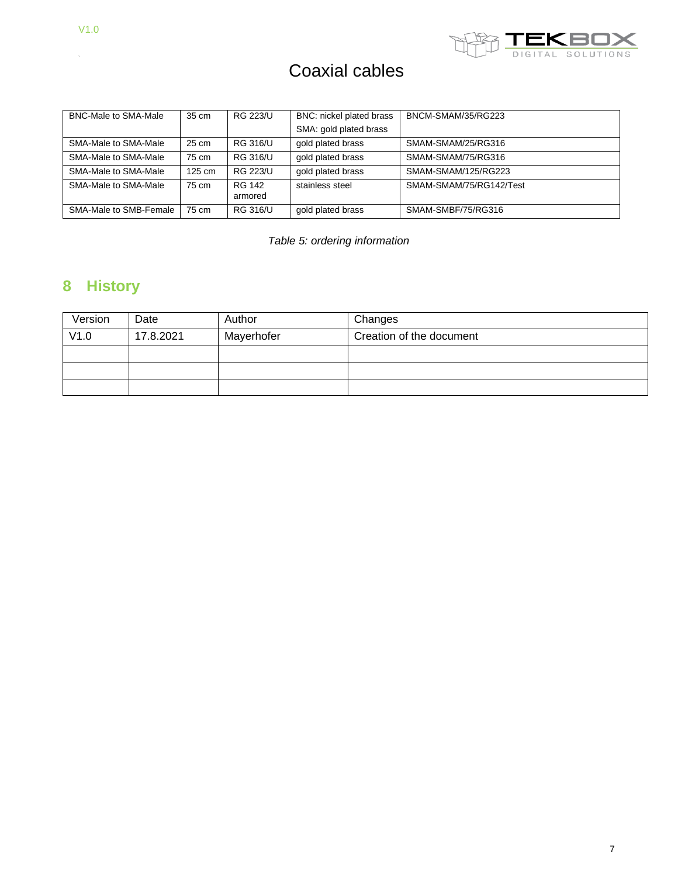# Coaxial cables

| | | | | |
|---|---|---|---|---|
| BNC-Male to SMA-Male | 35 cm | RG 223/U | BNC: nickel plated brass SMA: gold plated brass | BNCM-SMAM/35/RG223 |
| SMA-Male to SMA-Male | 25 cm | RG 316/U | gold plated brass | SMAM-SMAM/25/RG316 |
| SMA-Male to SMA-Male | 75 cm | RG 316/U | gold plated brass | SMAM-SMAM/75/RG316 |
| SMA-Male to SMA-Male | 125 cm | RG 223/U | gold plated brass | SMAM-SMAM/125/RG223 |
| SMA-Male to SMA-Male | 75 cm | RG 142 armored | stainless steel | SMAM-SMAM/75/RG142/Test |
| SMA-Male to SMB-Female | 75 cm | RG 316/U | gold plated brass | SMAM-SMBF/75/RG316 |

*Table 5: ordering information*

## 8 History

| Version | Date | Author | Changes |
|---|---|---|---|
| V1.0 | 17.8.2021 | Mayerhofer | Creation of the document |
| | | | |
| | | | |
| | | | |